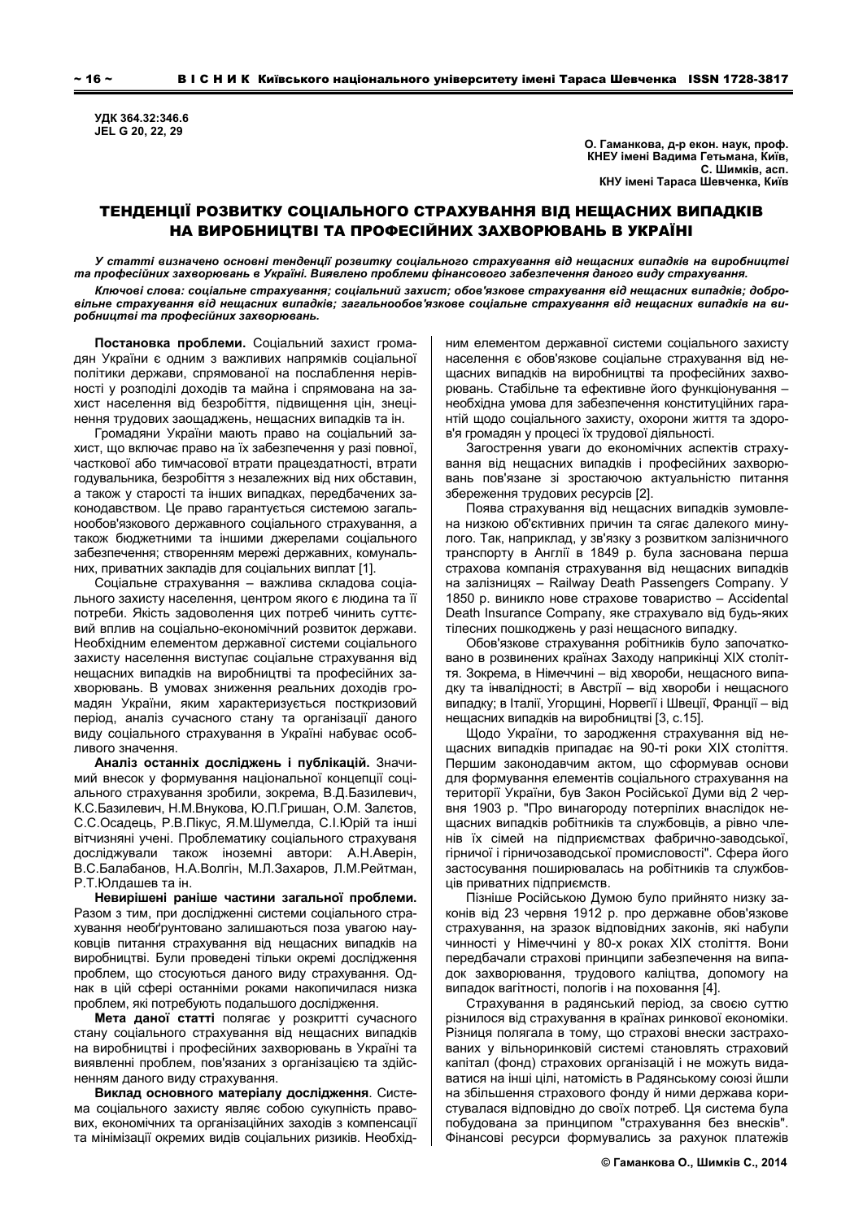УДК 364.32:346.6
JEL G 20, 22, 29

**О. Гаманкова, д-р екон. наук, проф.**
**КНЕУ імені Вадима Гетьмана, Київ,**
**С. Шимків, асп.**
**КНУ імені Тараса Шевченка, Київ**

# ТЕНДЕНЦІЇ РОЗВИТКУ СОЦІАЛЬНОГО СТРАХУВАННЯ ВІД НЕЩАСНИХ ВИПАДКІВ НА ВИРОБНИЦТВІ ТА ПРОФЕСІЙНИХ ЗАХВОРЮВАНЬ В УКРАЇНІ

***У статті визначено основні тенденції розвитку соціального страхування від нещасних випадків на виробництві та професійних захворювань в Україні. Виявлено проблеми фінансового забезпечення даного виду страхування.***

***Ключові слова: соціальне страхування; соціальний захист; обов'язкове страхування від нещасних випадків; добровільне страхування від нещасних випадків; загальнообов'язкове соціальне страхування від нещасних випадків на виробництві та професійних захворювань.***

**Постановка проблеми.** Соціальний захист громадян України є одним з важливих напрямків соціальної політики держави, спрямованої на послаблення нерівності у розподілі доходів та майна і спрямована на захист населення від безробіття, підвищення цін, знецінення трудових заощаджень, нещасних випадків та ін.

Громадяни України мають право на соціальний захист, що включає право на їх забезпечення у разі повної, часткової або тимчасової втрати працездатності, втрати годувальника, безробіття з незалежних від них обставин, а також у старості та інших випадках, передбачених законодавством. Це право гарантується системою загальнообов'язкового державного соціального страхування, а також бюджетними та іншими джерелами соціального забезпечення; створенням мережі державних, комунальних, приватних закладів для соціальних виплат [1].

Соціальне страхування – важлива складова соціального захисту населення, центром якого є людина та її потреби. Якість задоволення цих потреб чинить суттєвий вплив на соціально-економічний розвиток держави. Необхідним елементом державної системи соціального захисту населення виступає соціальне страхування від нещасних випадків на виробництві та професійних захворювань. В умовах зниження реальних доходів громадян України, яким характеризується посткризовий період, аналіз сучасного стану та організації даного виду соціального страхування в Україні набуває особливого значення.

**Аналіз останніх досліджень і публікацій.** Значимий внесок у формування національної концепції соціального страхування зробили, зокрема, В.Д.Базилевич, К.С.Базилевич, Н.М.Внукова, Ю.П.Гришан, О.М. Залєтов, С.С.Осадець, Р.В.Пікус, Я.М.Шумелда, С.І.Юрій та інші вітчизняні учені. Проблематику соціального страхуваня досліджували також іноземні автори: А.Н.Аверін, В.С.Балабанов, Н.А.Волгін, М.Л.Захаров, Л.М.Рейтман, Р.Т.Юлдашев та ін.

**Невирішені раніше частини загальної проблеми.** Разом з тим, при дослідженні системи соціального страхування необґрунтовано залишаються поза увагою науковців питання страхування від нещасних випадків на виробництві. Були проведені тільки окремі дослідження проблем, що стосуються даного виду страхування. Однак в цій сфері останніми роками накопичилася низка проблем, які потребують подальшого дослідження.

**Мета даної статті** полягає у розкритті сучасного стану соціального страхування від нещасних випадків на виробництві і професійних захворювань в Україні та виявленні проблем, пов'язаних з організацією та здійсненням даного виду страхування.

**Виклад основного матеріалу дослідження**. Система соціального захисту являє собою сукупність правових, економічних та організаційних заходів з компенсації та мінімізації окремих видів соціальних ризиків. Необхідним елементом державної системи соціального захисту населення є обов'язкове соціальне страхування від нещасних випадків на виробництві та професійних захворювань. Стабільне та ефективне його функціонування – необхідна умова для забезпечення конституційних гарантій щодо соціального захисту, охорони життя та здоров'я громадян у процесі їх трудової діяльності.

Загострення уваги до економічних аспектів страхування від нещасних випадків і професійних захворювань пов'язане зі зростаючою актуальністю питання збереження трудових ресурсів [2].

Поява страхування від нещасних випадків зумовлена низкою об'єктивних причин та сягає далекого минулого. Так, наприклад, у зв'язку з розвитком залізничного транспорту в Англії в 1849 р. була заснована перша страхова компанія страхування від нещасних випадків на залізницях – Railway Death Passengers Company. У 1850 р. виникло нове страхове товариство – Accidental Death Insurance Company, яке страхувало від будь-яких тілесних пошкоджень у разі нещасного випадку.

Обов'язкове страхування робітників було започатковано в розвинених країнах Заходу наприкінці XIX століття. Зокрема, в Німеччині – від хвороби, нещасного випадку та інвалідності; в Австрії – від хвороби і нещасного випадку; в Італії, Угорщині, Норвегії і Швеції, Франції – від нещасних випадків на виробництві [3, c.15].

Щодо України, то зародження страхування від нещасних випадків припадає на 90-ті роки XIX століття. Першим законодавчим актом, що сформував основи для формування елементів соціального страхування на території України, був Закон Російської Думи від 2 червня 1903 р. "Про винагороду потерпілих внаслідок нещасних випадків робітників та службовців, а рівно членів їх сімей на підприємствах фабрично-заводської, гірничої і гірничозаводської промисловості". Сфера його застосування поширювалась на робітників та службовців приватних підприємств.

Пізніше Російською Думою було прийнято низку законів від 23 червня 1912 р. про державне обов'язкове страхування, на зразок відповідних законів, які набули чинності у Німеччині у 80-х роках XIX століття. Вони передбачали страхові принципи забезпечення на випадок захворювання, трудового каліцтва, допомогу на випадок вагітності, пологів і на поховання [4].

Страхування в радянський період, за своєю суттю різнилося від страхування в країнах ринкової економіки. Різниця полягала в тому, що страхові внески застрахованих у вільноринковій системі становлять страховий капітал (фонд) страхових організацій і не можуть видаватися на інші цілі, натомість в Радянському союзі йшли на збільшення страхового фонду й ними держава користувалася відповідно до своїх потреб. Ця система була побудована за принципом "страхування без внесків". Фінансові ресурси формувались за рахунок платежів

© Гаманкова О., Шимків С., 2014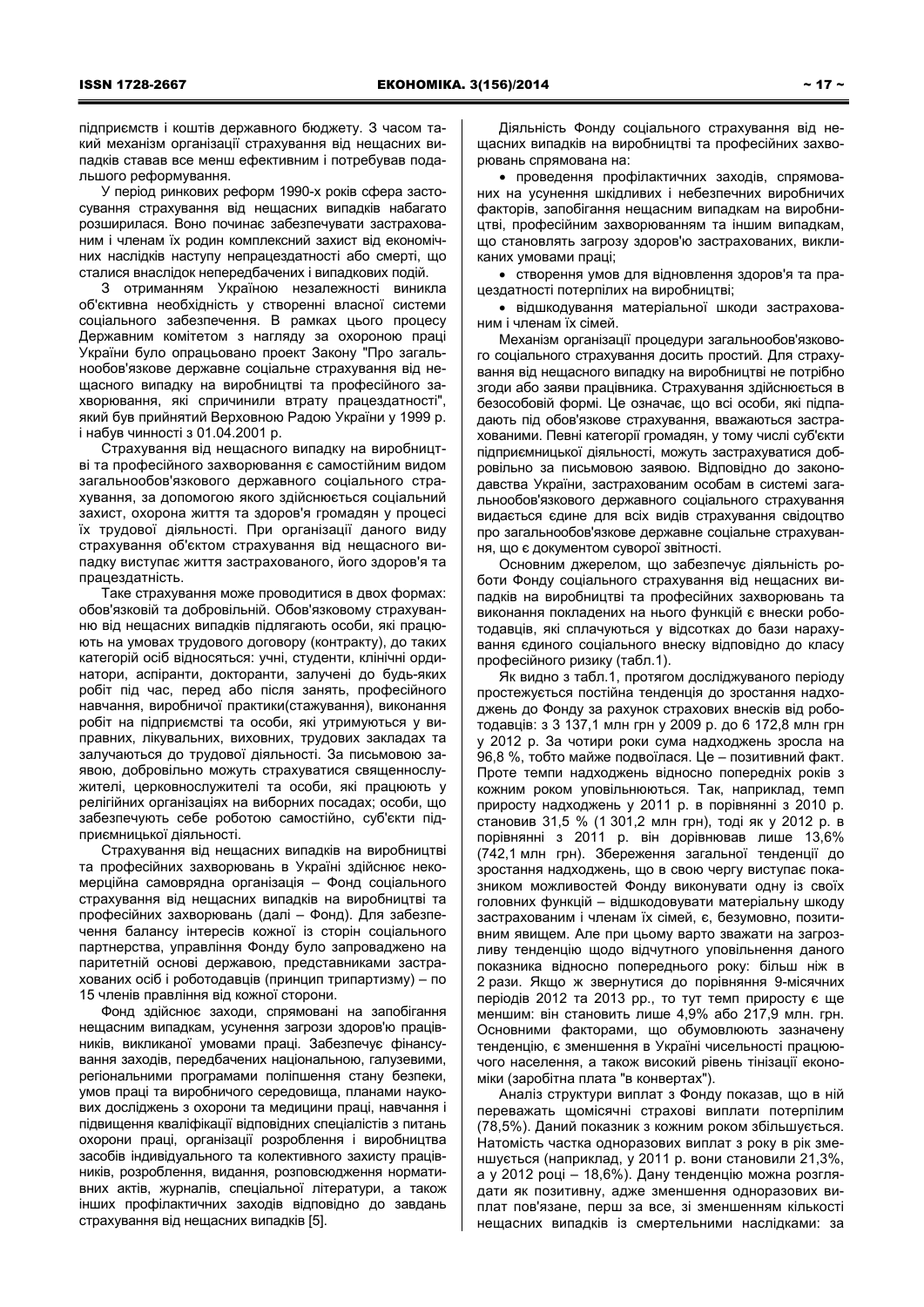підприємств і коштів державного бюджету. З часом такий механізм організації страхування від нещасних випадків ставав все менш ефективним і потребував подальшого реформування.

У період ринкових реформ 1990-х років сфера застосування страхування від нещасних випадків набагато розширилася. Воно починає забезпечувати застрахованим і членам їх родин комплексний захист від економічних наслідків настану непрацездатності або смерті, що сталися внаслідок непередбачених і випадкових подій.

З отриманням Україною незалежності виникла об'єктивна необхідність у створенні власної системи соціального забезпечення. В рамках цього процесу Державним комітетом з нагляду за охороною праці України було опрацьовано проект Закону "Про загальнообов'язкове державне соціальне страхування від нещасного випадку на виробництві та професійного захворювання, які спричинили втрату працездатності", який був прийнятий Верховною Радою України у 1999 р. і набув чинності з 01.04.2001 р.

Страхування від нещасного випадку на виробництві та професійного захворювання є самостійним видом загальнообов'язкового державного соціального страхування, за допомогою якого здійснюється соціальний захист, охорона життя та здоров'я громадян у процесі їх трудової діяльності. При організації даного виду страхування об'єктом страхування від нещасного випадку виступає життя застрахованого, його здоров'я та працездатність.

Таке страхування може проводитися в двох формах: обов'язковій та добровільній. Обов'язковому страхуванню від нещасних випадків підлягають особи, які працюють на умовах трудового договору (контракту), до таких категорій осіб відносяться: учні, студенти, клінічні ординатори, аспіранти, докторанти, залучені до будь-яких робіт під час, перед або після занять, професійного навчання, виробничої практики(стажування), виконання робіт на підприємстві та особи, які утримуються у виправних, лікувальних, виховних, трудових закладах та залучаються до трудової діяльності. За письмовою заявою, добровільно можуть страхуватися священнослужителі, церковнослужителі та особи, які працюють у релігійних організаціях на виборних посадах; особи, що забезпечують себе роботою самостійно, суб'єкти підприємницької діяльності.

Страхування від нещасних випадків на виробництві та професійних захворювань в Україні здійснює некомерційна самоврядна організація – Фонд соціального страхування від нещасних випадків на виробництві та професійних захворювань (далі – Фонд). Для забезпечення балансу інтересів кожної із сторін соціального партнерства, управління Фонду було запроваджено на паритетній основі державою, представниками застрахованих осіб і роботодавців (принцип трипартизму) – по 15 членів правління від кожної сторони.

Фонд здійснює заходи, спрямовані на запобігання нещасним випадкам, усунення загрози здоров'ю працівників, викликаної умовами праці. Забезпечує фінансування заходів, передбачених національною, галузевими, регіональними програмами поліпшення стану безпеки, умов праці та виробничого середовища, планами наукових досліджень з охорони та медицини праці, навчання і підвищення кваліфікації відповідних спеціалістів з питань охорони праці, організації розроблення і виробництва засобів індивідуального та колективного захисту працівників, розроблення, видання, розповсюдження нормативних актів, журналів, спеціальної літератури, а також інших профілактичних заходів відповідно до завдань страхування від нещасних випадків [5].

Діяльність Фонду соціального страхування від нещасних випадків на виробництві та професійних захворювань спрямована на:

- проведення профілактичних заходів, спрямованих на усунення шкідливих і небезпечних виробничих факторів, запобігання нещасним випадкам на виробництві, професійним захворюванням та іншим випадкам, що становлять загрозу здоров'ю застрахованих, викликаних умовами праці;
- створення умов для відновлення здоров'я та працездатності потерпілих на виробництві;
- відшкодування матеріальної шкоди застрахованим і членам їх сімей.

Механізм організації процедури загальнообов'язкового соціального страхування досить простий. Для страхування від нещасного випадку на виробництві не потрібно згоди або заяви працівника. Страхування здійснюється в безособовій формі. Це означає, що всі особи, які підпадають під обов'язкове страхування, вважаються застрахованими. Певні категорії громадян, у тому числі суб'єкти підприємницької діяльності, можуть застрахуватися добровільно за письмовою заявою. Відповідно до законодавства України, застрахованим особам в системі загальнообов'язкового державного соціального страхування видається єдине для всіх видів страхування свідоцтво про загальнообов'язкове державне соціальне страхування, що є документом суворої звітності.

Основним джерелом, що забезпечує діяльність роботи Фонду соціального страхування від нещасних випадків на виробництві та професійних захворювань та виконання покладених на нього функцій є внески роботодавців, які сплачуються у відсотках до бази нарахування єдиного соціального внеску відповідно до класу професійного ризику (табл.1).

Як видно з табл.1, протягом досліджуваного періоду простежується постійна тенденція до зростання надходжень до Фонду за рахунок страхових внесків від роботодавців: з 3 137,1 млн грн у 2009 р. до 6 172,8 млн грн у 2012 р. За чотири роки сума надходжень зросла на 96,8 %, тобто майже подвоїлася. Це – позитивний факт. Проте темпи надходжень відносно попередніх років з кожним роком уповільнюються. Так, наприклад, темп приросту надходжень у 2011 р. в порівнянні з 2010 р. становив 31,5 % (1 301,2 млн грн), тоді як у 2012 р. в порівнянні з 2011 р. він дорівнював лише 13,6% (742,1 млн грн). Збереження загальної тенденції до зростання надходжень, що в свою чергу виступає показником можливостей Фонду виконувати одну із своїх головних функцій – відшкодовувати матеріальну шкоду застрахованим і членам їх сімей, є, безумовно, позитивним явищем. Але при цьому варто зважати на загрозливу тенденцію щодо відчутного уповільнення даного показника відносно попереднього року: більш ніж в 2 рази. Якщо ж звернутися до порівняння 9-місячних періодів 2012 та 2013 рр., то тут темп приросту є ще меншим: він становить лише 4,9% або 217,9 млн. грн. Основними факторами, що обумовлюють зазначену тенденцію, є зменшення в Україні чисельності працюючого населення, а також високий рівень тінізації економіки (заробітна плата "в конвертах").

Аналіз структури виплат з Фонду показав, що в ній переважать щомісячні страхові виплати потерпілим (78,5%). Даний показник з кожним роком збільшується. Натомість частка одноразових виплат з року в рік зменшується (наприклад, у 2011 р. вони становили 21,3%, а у 2012 році – 18,6%). Дану тенденцію можна розглядати як позитивну, адже зменшення одноразових виплат пов'язане, перш за все, зі зменшенням кількості нещасних випадків із смертельними наслідками: за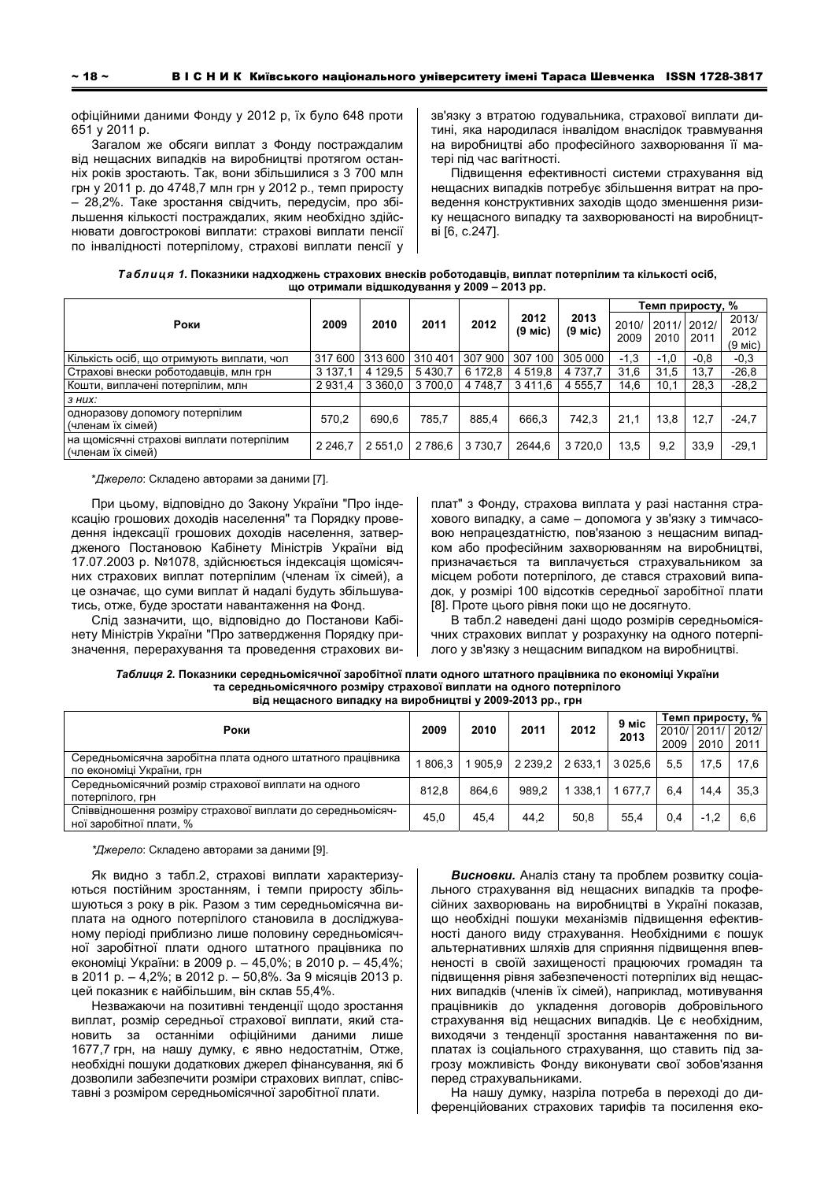офіційними даними Фонду у 2012 р, їх було 648 проти 651 у 2011 р.

Загалом же обсяги виплат з Фонду постраждалим від нещасних випадків на виробництві протягом останніх років зростають. Так, вони збільшилися з 3 700 млн грн у 2011 р. до 4748,7 млн грн у 2012 р., темп приросту – 28,2%. Таке зростання свідчить, передусім, про збільшення кількості постраждалих, яким необхідно здійснювати довгострокові виплати: страхові виплати пенсії по інвалідності потерпілому, страхові виплати пенсії у зв'язку з втратою годувальника, страхової виплати дитині, яка народилася інвалідом внаслідок травмування на виробництві або професійного захворювання її матері під час вагітності.

Підвищення ефективності системи страхування від нещасних випадків потребує збільшення витрат на проведення конструктивних заходів щодо зменшення ризику нещасного випадку та захворюваності на виробництві [6, с.247].

***Таблиця 1.*** **Показники надходжень страхових внесків роботодавців, виплат потерпілим та кількості осіб, що отримали відшкодування у 2009 – 2013 рр.**

| Роки | 2009 | 2010 | 2011 | 2012 | 2012 (9 міс) | 2013 (9 міс) | Темп приросту, % | | | |
|---|---|---|---|---|---|---|---|---|---|---|
| | | | | | | | 2010/ 2009 | 2011/ 2010 | 2012/ 2011 | 2013/ 2012 (9 міс) |
| Кількість осіб, що отримують виплати, чол | 317 600 | 313 600 | 310 401 | 307 900 | 307 100 | 305 000 | -1,3 | -1,0 | -0,8 | -0,3 |
| Страхові внески роботодавців, млн грн | 3 137,1 | 4 129,5 | 5 430,7 | 6 172,8 | 4 519,8 | 4 737,7 | 31,6 | 31,5 | 13,7 | -26,8 |
| Кошти, виплачені потерпілим, млн | 2 931,4 | 3 360,0 | 3 700,0 | 4 748,7 | 3 411,6 | 4 555,7 | 14,6 | 10,1 | 28,3 | -28,2 |
| *з них:* | | | | | | | | | | |
| одноразову допомогу потерпілим (членам їх сімей) | 570,2 | 690,6 | 785,7 | 885,4 | 666,3 | 742,3 | 21,1 | 13,8 | 12,7 | -24,7 |
| на щомісячні страхові виплати потерпілим (членам їх сімей) | 2 246,7 | 2 551,0 | 2 786,6 | 3 730,7 | 2644,6 | 3 720,0 | 13,5 | 9,2 | 33,9 | -29,1 |

**Джерело*: Складено авторами за даними [7].

При цьому, відповідно до Закону України "Про індексацію грошових доходів населення" та Порядку проведення індексації грошових доходів населення, затвердженого Постановою Кабінету Міністрів України від 17.07.2003 р. №1078, здійснюється індексація щомісячних страхових виплат потерпілим (членам їх сімей), а це означає, що суми виплат й надалі будуть збільшуватись, отже, буде зростати навантаження на Фонд.

Слід зазначити, що, відповідно до Постанови Кабінету Міністрів України "Про затвердження Порядку призначення, перерахування та проведення страхових виплат" з Фонду, страхова виплата у разі настання страхового випадку, а саме – допомога у зв'язку з тимчасовою непрацездатністю, пов'язаною з нещасним випадком або професійним захворюванням на виробництві, призначається та виплачується страхувальником за місцем роботи потерпілого, де стався страховий випадок, у розмірі 100 відсотків середньої заробітної плати [8]. Проте цього рівня поки що не досягнуто.

В табл.2 наведені дані щодо розмірів середньомісячних страхових виплат у розрахунку на одного потерпілого у зв'язку з нещасним випадком на виробництві.

***Таблиця 2.*** **Показники середньомісячної заробітної плати одного штатного працівника по економіці України та середньомісячного розміру страхової виплати на одного потерпілого від нещасного випадку на виробництві у 2009-2013 рр., грн**

| Роки | 2009 | 2010 | 2011 | 2012 | 9 міс 2013 | Темп приросту, % | | |
|---|---|---|---|---|---|---|---|---|
| | | | | | | 2010/ 2009 | 2011/ 2010 | 2012/ 2011 |
| Середньомісячна заробітна плата одного штатного працівника по економіці України, грн | 1 806,3 | 1 905,9 | 2 239,2 | 2 633,1 | 3 025,6 | 5,5 | 17,5 | 17,6 |
| Середньомісячний розмір страхової виплати на одного потерпілого, грн | 812,8 | 864,6 | 989,2 | 1 338,1 | 1 677,7 | 6,4 | 14,4 | 35,3 |
| Співвідношення розміру страхової виплати до середньомісячної заробітної плати, % | 45,0 | 45,4 | 44,2 | 50,8 | 55,4 | 0,4 | -1,2 | 6,6 |

**Джерело*: Складено авторами за даними [9].

Як видно з табл.2, страхові виплати характеризуються постійним зростанням, і темпи приросту збільшуються з року в рік. Разом з тим середньомісячна виплата на одного потерпілого становила в досліджуваному періоді приблизно лише половину середньомісячної заробітної плати одного штатного працівника по економіці України: в 2009 р. – 45,0%; в 2010 р. – 45,4%; в 2011 р. – 4,2%; в 2012 р. – 50,8%. За 9 місяців 2013 р. цей показник є найбільшим, він склав 55,4%.

Незважаючи на позитивні тенденції щодо зростання виплат, розмір середньої страхової виплати, який становить за останніми офіційними даними лише 1677,7 грн, на нашу думку, є явно недостатнім, Отже, необхідні пошуки додаткових джерел фінансування, які б дозволили забезпечити розміри страхових виплат, співставні з розміром середньомісячної заробітної плати.

***Висновки.*** Аналіз стану та проблем розвитку соціального страхування від нещасних випадків та професійних захворювань на виробництві в Україні показав, що необхідні пошуки механізмів підвищення ефективності даного виду страхування. Необхідними є пошук альтернативних шляхів для сприяння підвищення впевненості в своїй захищеності працюючих громадян та підвищення рівня забезпеченості потерпілих від нещасних випадків (членів їх сімей), наприклад, мотивування працівників до укладення договорів добровільного страхування від нещасних випадків. Це є необхідним, виходячи з тенденції зростання навантаження по виплатах із соціального страхування, що ставить під загрозу можливість Фонду виконувати свої зобов'язання перед страхувальниками.

На нашу думку, назріла потреба в переході до диференційованих страхових тарифів та посилення еко-